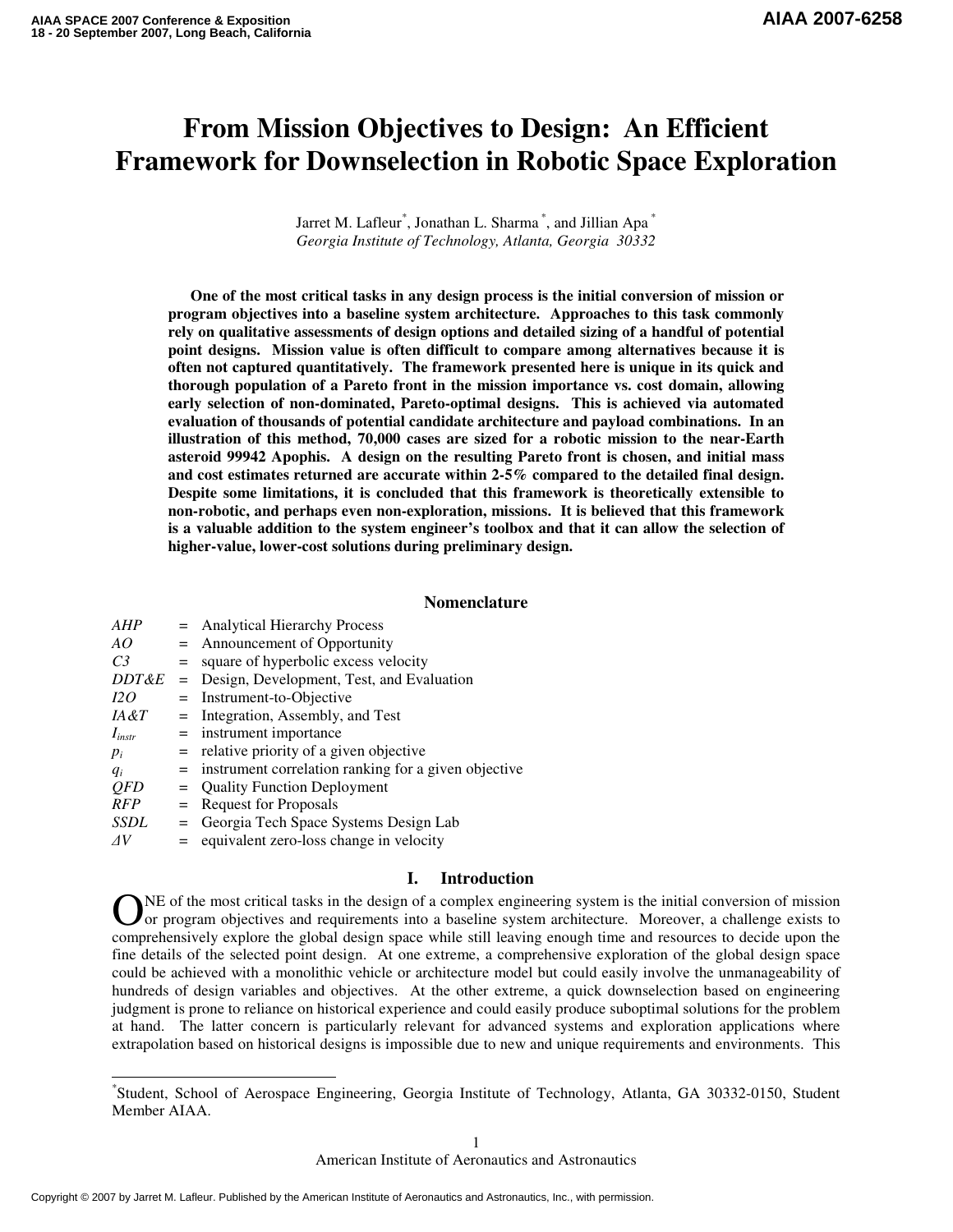# From Mission Objectives to Design: An Efficient Framework for Downselection in Robotic Space Exploration

Jarret M. Lafleur[*], Jonathan L. Sharma[*], and Jillian Apa[*]

*Georgia Institute of Technology, Atlanta, Georgia 30332*

**One of the most critical tasks in any design process is the initial conversion of mission or program objectives into a baseline system architecture. Approaches to this task commonly rely on qualitative assessments of design options and detailed sizing of a handful of potential point designs. Mission value is often difficult to compare among alternatives because it is often not captured quantitatively. The framework presented here is unique in its quick and thorough population of a Pareto front in the mission importance vs. cost domain, allowing early selection of non-dominated, Pareto-optimal designs. This is achieved via automated evaluation of thousands of potential candidate architecture and payload combinations. In an illustration of this method, 70,000 cases are sized for a robotic mission to the near-Earth asteroid 99942 Apophis. A design on the resulting Pareto front is chosen, and initial mass and cost estimates returned are accurate within 2-5% compared to the detailed final design. Despite some limitations, it is concluded that this framework is theoretically extensible to non-robotic, and perhaps even non-exploration, missions. It is believed that this framework is a valuable addition to the system engineer's toolbox and that it can allow the selection of higher-value, lower-cost solutions during preliminary design.**

## Nomenclature

| | | |
|---|---|---|
| *AHP* | = | Analytical Hierarchy Process |
| *AO* | = | Announcement of Opportunity |
| *C3* | = | square of hyperbolic excess velocity |
| *DDT&E* | = | Design, Development, Test, and Evaluation |
| *I2O* | = | Instrument-to-Objective |
| *IA&T* | = | Integration, Assembly, and Test |
| $I_{instr}$ | = | instrument importance |
| $p_i$ | = | relative priority of a given objective |
| $q_i$ | = | instrument correlation ranking for a given objective |
| *QFD* | = | Quality Function Deployment |
| *RFP* | = | Request for Proposals |
| *SSDL* | = | Georgia Tech Space Systems Design Lab |
| $\Delta V$ | = | equivalent zero-loss change in velocity |

## I. Introduction

ONE of the most critical tasks in the design of a complex engineering system is the initial conversion of mission or program objectives and requirements into a baseline system architecture. Moreover, a challenge exists to comprehensively explore the global design space while still leaving enough time and resources to decide upon the fine details of the selected point design. At one extreme, a comprehensive exploration of the global design space could be achieved with a monolithic vehicle or architecture model but could easily involve the unmanageability of hundreds of design variables and objectives. At the other extreme, a quick downselection based on engineering judgment is prone to reliance on historical experience and could easily produce suboptimal solutions for the problem at hand. The latter concern is particularly relevant for advanced systems and exploration applications where extrapolation based on historical designs is impossible due to new and unique requirements and environments. This

[*]Student, School of Aerospace Engineering, Georgia Institute of Technology, Atlanta, GA 30332-0150, Student Member AIAA.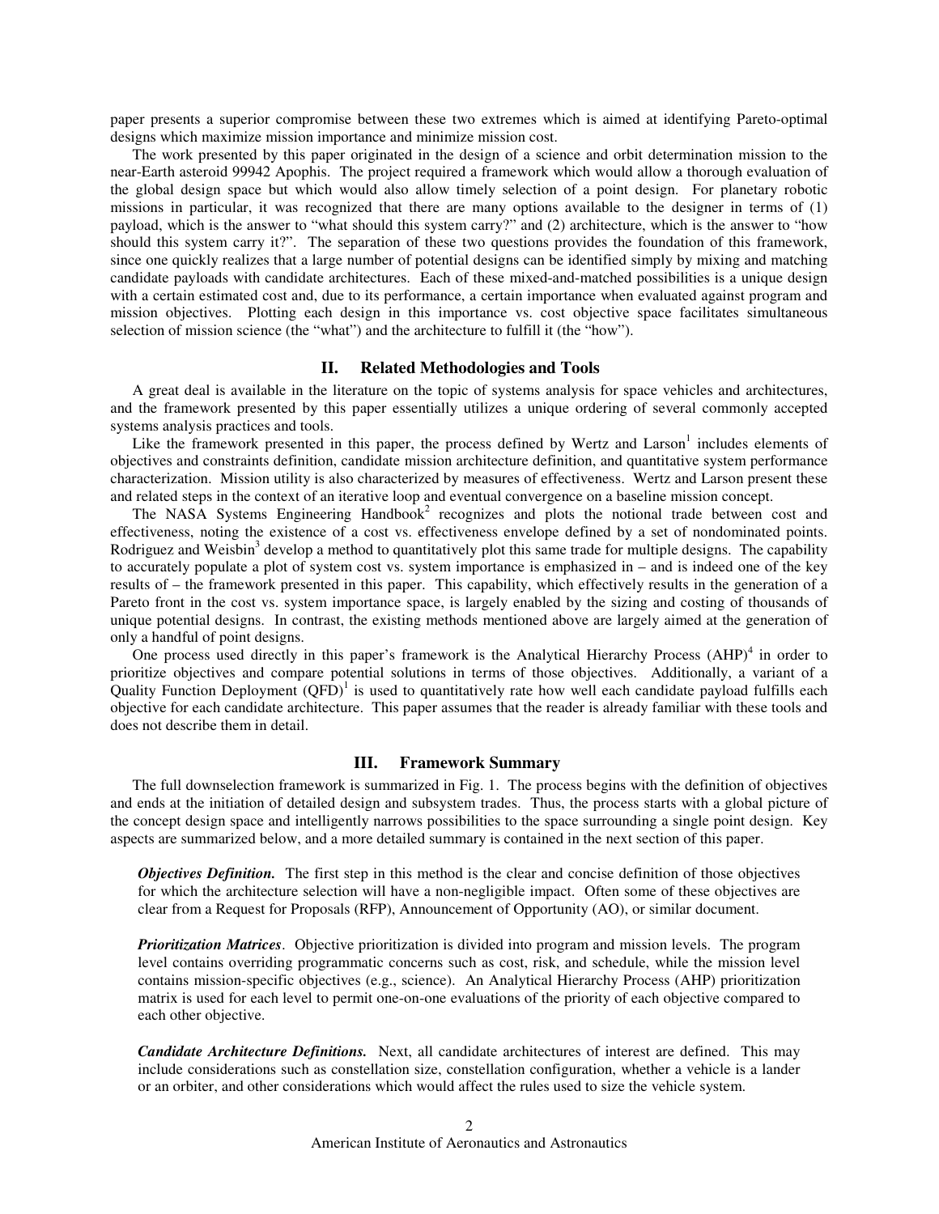paper presents a superior compromise between these two extremes which is aimed at identifying Pareto-optimal designs which maximize mission importance and minimize mission cost.

The work presented by this paper originated in the design of a science and orbit determination mission to the near-Earth asteroid 99942 Apophis. The project required a framework which would allow a thorough evaluation of the global design space but which would also allow timely selection of a point design. For planetary robotic missions in particular, it was recognized that there are many options available to the designer in terms of (1) payload, which is the answer to "what should this system carry?" and (2) architecture, which is the answer to "how should this system carry it?". The separation of these two questions provides the foundation of this framework, since one quickly realizes that a large number of potential designs can be identified simply by mixing and matching candidate payloads with candidate architectures. Each of these mixed-and-matched possibilities is a unique design with a certain estimated cost and, due to its performance, a certain importance when evaluated against program and mission objectives. Plotting each design in this importance vs. cost objective space facilitates simultaneous selection of mission science (the "what") and the architecture to fulfill it (the "how").

## II. Related Methodologies and Tools

A great deal is available in the literature on the topic of systems analysis for space vehicles and architectures, and the framework presented by this paper essentially utilizes a unique ordering of several commonly accepted systems analysis practices and tools.

Like the framework presented in this paper, the process defined by Wertz and Larson[1] includes elements of objectives and constraints definition, candidate mission architecture definition, and quantitative system performance characterization. Mission utility is also characterized by measures of effectiveness. Wertz and Larson present these and related steps in the context of an iterative loop and eventual convergence on a baseline mission concept.

The NASA Systems Engineering Handbook[2] recognizes and plots the notional trade between cost and effectiveness, noting the existence of a cost vs. effectiveness envelope defined by a set of nondominated points. Rodriguez and Weisbin[3] develop a method to quantitatively plot this same trade for multiple designs. The capability to accurately populate a plot of system cost vs. system importance is emphasized in – and is indeed one of the key results of – the framework presented in this paper. This capability, which effectively results in the generation of a Pareto front in the cost vs. system importance space, is largely enabled by the sizing and costing of thousands of unique potential designs. In contrast, the existing methods mentioned above are largely aimed at the generation of only a handful of point designs.

One process used directly in this paper's framework is the Analytical Hierarchy Process (AHP)[4] in order to prioritize objectives and compare potential solutions in terms of those objectives. Additionally, a variant of a Quality Function Deployment (QFD)[1] is used to quantitatively rate how well each candidate payload fulfills each objective for each candidate architecture. This paper assumes that the reader is already familiar with these tools and does not describe them in detail.

## III. Framework Summary

The full downselection framework is summarized in Fig. 1. The process begins with the definition of objectives and ends at the initiation of detailed design and subsystem trades. Thus, the process starts with a global picture of the concept design space and intelligently narrows possibilities to the space surrounding a single point design. Key aspects are summarized below, and a more detailed summary is contained in the next section of this paper.

***Objectives Definition.*** The first step in this method is the clear and concise definition of those objectives for which the architecture selection will have a non-negligible impact. Often some of these objectives are clear from a Request for Proposals (RFP), Announcement of Opportunity (AO), or similar document.

***Prioritization Matrices***. Objective prioritization is divided into program and mission levels. The program level contains overriding programmatic concerns such as cost, risk, and schedule, while the mission level contains mission-specific objectives (e.g., science). An Analytical Hierarchy Process (AHP) prioritization matrix is used for each level to permit one-on-one evaluations of the priority of each objective compared to each other objective.

***Candidate Architecture Definitions.*** Next, all candidate architectures of interest are defined. This may include considerations such as constellation size, constellation configuration, whether a vehicle is a lander or an orbiter, and other considerations which would affect the rules used to size the vehicle system.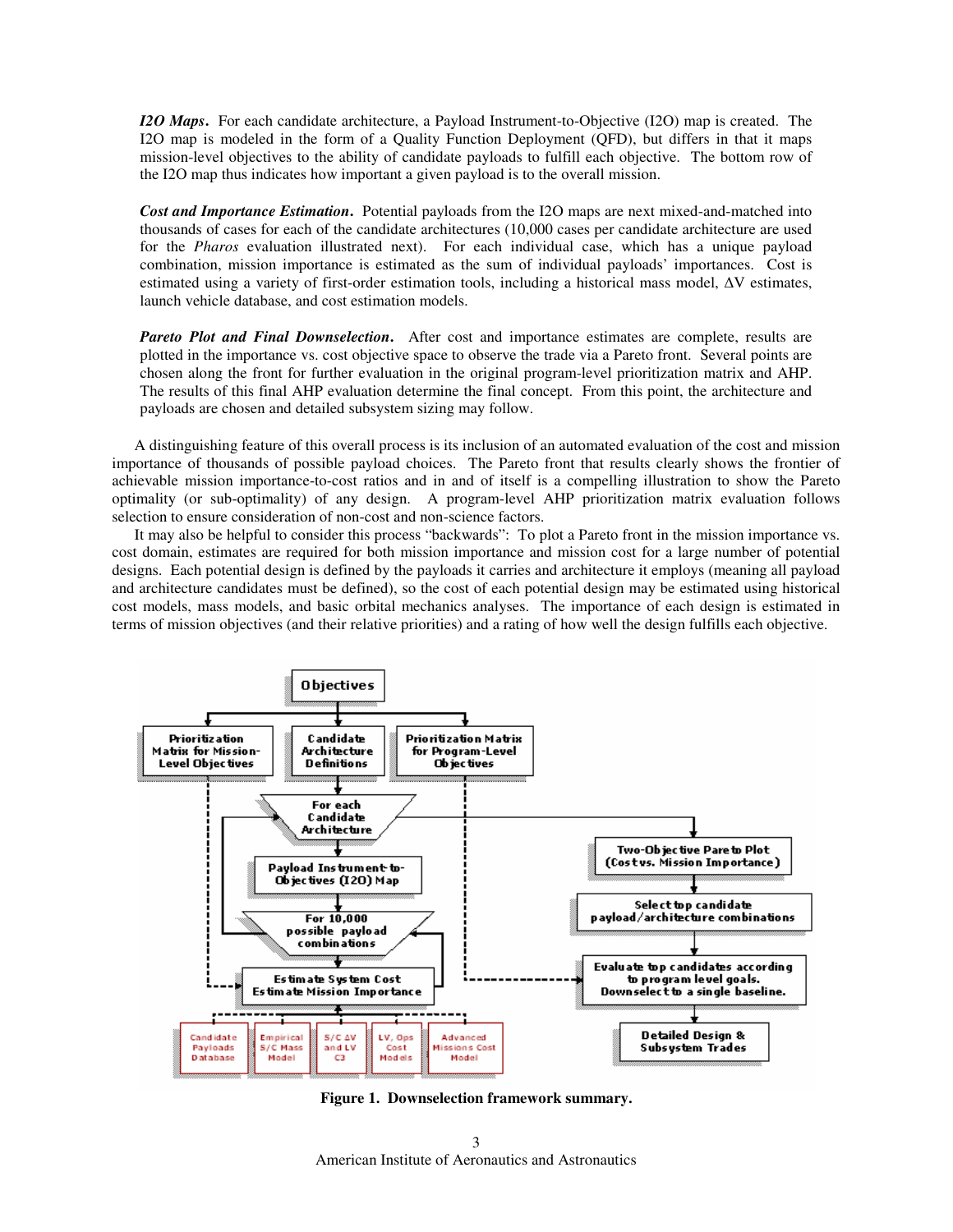***I2O Maps*.** For each candidate architecture, a Payload Instrument-to-Objective (I2O) map is created. The I2O map is modeled in the form of a Quality Function Deployment (QFD), but differs in that it maps mission-level objectives to the ability of candidate payloads to fulfill each objective. The bottom row of the I2O map thus indicates how important a given payload is to the overall mission.

***Cost and Importance Estimation*.** Potential payloads from the I2O maps are next mixed-and-matched into thousands of cases for each of the candidate architectures (10,000 cases per candidate architecture are used for the *Pharos* evaluation illustrated next). For each individual case, which has a unique payload combination, mission importance is estimated as the sum of individual payloads' importances. Cost is estimated using a variety of first-order estimation tools, including a historical mass model, $\Delta$V estimates, launch vehicle database, and cost estimation models.

***Pareto Plot and Final Downselection*.** After cost and importance estimates are complete, results are plotted in the importance vs. cost objective space to observe the trade via a Pareto front. Several points are chosen along the front for further evaluation in the original program-level prioritization matrix and AHP. The results of this final AHP evaluation determine the final concept. From this point, the architecture and payloads are chosen and detailed subsystem sizing may follow.

A distinguishing feature of this overall process is its inclusion of an automated evaluation of the cost and mission importance of thousands of possible payload choices. The Pareto front that results clearly shows the frontier of achievable mission importance-to-cost ratios and in and of itself is a compelling illustration to show the Pareto optimality (or sub-optimality) of any design. A program-level AHP prioritization matrix evaluation follows selection to ensure consideration of non-cost and non-science factors.

It may also be helpful to consider this process "backwards": To plot a Pareto front in the mission importance vs. cost domain, estimates are required for both mission importance and mission cost for a large number of potential designs. Each potential design is defined by the payloads it carries and architecture it employs (meaning all payload and architecture candidates must be defined), so the cost of each potential design may be estimated using historical cost models, mass models, and basic orbital mechanics analyses. The importance of each design is estimated in terms of mission objectives (and their relative priorities) and a rating of how well the design fulfills each objective.

Objectives

Prioritization Matrix for Mission-Level Objectives

Candidate Architecture Definitions

Prioritization Matrix for Program-Level Objectives

For each Candidate Architecture

Payload Instrument-to-Objectives (I2O) Map

For 10,000 possible payload combinations

Estimate System Cost
Estimate Mission Importance

Candidate Payloads Database

Empirical S/C Mass Model

S/C $\Delta$V and LV C3

LV, Ops Cost Models

Advanced Missions Cost Model

Two-Objective Pareto Plot (Cost vs. Mission Importance)

Select top candidate payload/architecture combinations

Evaluate top candidates according to program level goals. Downselect to a single baseline.

Detailed Design & Subsystem Trades

**Figure 1. Downselection framework summary.**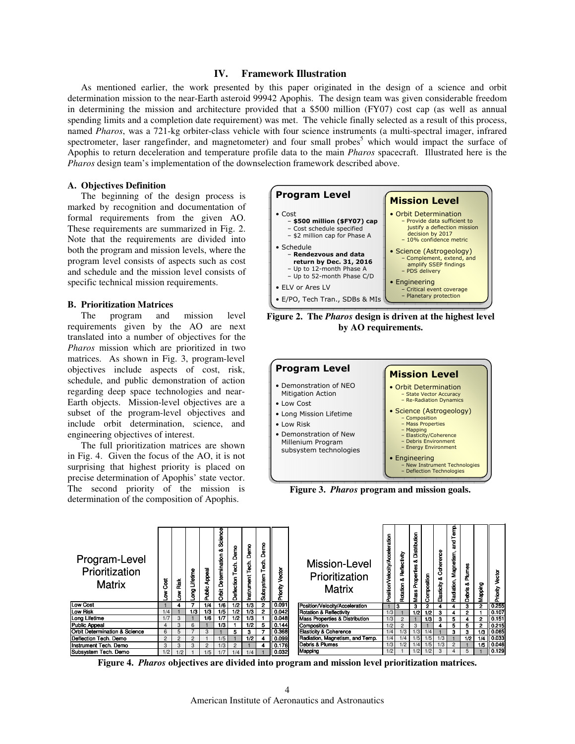## IV. Framework Illustration

As mentioned earlier, the work presented by this paper originated in the design of a science and orbit determination mission to the near-Earth asteroid 99942 Apophis. The design team was given considerable freedom in determining the mission and architecture provided that a $500 million (FY07) cost cap (as well as annual spending limits and a completion date requirement) was met. The vehicle finally selected as a result of this process, named *Pharos*, was a 721-kg orbiter-class vehicle with four science instruments (a multi-spectral imager, infrared spectrometer, laser rangefinder, and magnetometer) and four small probes[5] which would impact the surface of Apophis to return deceleration and temperature profile data to the main *Pharos* spacecraft. Illustrated here is the *Pharos* design team's implementation of the downselection framework described above.

### A. Objectives Definition

The beginning of the design process is marked by recognition and documentation of formal requirements from the given AO. These requirements are summarized in Fig. 2. Note that the requirements are divided into both the program and mission levels, where the program level consists of aspects such as cost and schedule and the mission level consists of specific technical mission requirements.

**Program Level**

- Cost
  - **$500 million ($FY07) cap**
  - Cost schedule specified
  - $2 million cap for Phase A
- Schedule
  - **Rendezvous and data return by Dec. 31, 2016**
  - Up to 12-month Phase A
  - Up to 52-month Phase C/D
- ELV or Ares LV
- E/PO, Tech Tran., SDBs & MIs

**Mission Level**

- Orbit Determination
  - Provide data sufficient to justify a deflection mission decision by 2017
  - 10% confidence metric
- Science (Astrogeology)
  - Complement, extend, and amplify SSEP findings
  - PDS delivery
- Engineering
  - Critical event coverage
  - Planetary protection

**Figure 2. The *Pharos* design is driven at the highest level by AO requirements.**

### B. Prioritization Matrices

The program and mission level requirements given by the AO are next translated into a number of objectives for the *Pharos* mission which are prioritized in two matrices. As shown in Fig. 3, program-level objectives include aspects of cost, risk, schedule, and public demonstration of action regarding deep space technologies and near-Earth objects. Mission-level objectives are a subset of the program-level objectives and include orbit determination, science, and engineering objectives of interest.

The full prioritization matrices are shown in Fig. 4. Given the focus of the AO, it is not surprising that highest priority is placed on precise determination of Apophis' state vector. The second priority of the mission is determination of the composition of Apophis.

**Program Level**

- Demonstration of NEO Mitigation Action
- Low Cost
- Long Mission Lifetime
- Low Risk
- Demonstration of New Millenium Program subsystem technologies

**Mission Level**

- Orbit Determination
  - State Vector Accuracy
  - Re-Radiation Dynamics
- Science (Astrogeology)
  - Composition
  - Mass Properties
  - Mapping
  - Elasticity/Coherence
  - Debris Environment
  - Energy Environment
- Engineering
  - New Instrument Technologies
  - Deflection Technologies

**Figure 3. *Pharos* program and mission goals.**

| Program-Level Prioritization Matrix | Low Cost | Low Risk | Long Lifetime | Public Appeal | Orbit Determination & Science | Deflection Tech. Demo | Instrument Tech. Demo | Subsystem Tech. Demo | Priority Vector |
|---|---|---|---|---|---|---|---|---|---|
| Low Cost | 1 | 4 | 7 | 1/4 | 1/6 | 1/2 | 1/3 | 2 | 0.091 |
| Low Risk | 1/4 | 1 | 1/3 | 1/3 | 1/5 | 1/2 | 1/3 | 2 | 0.042 |
| Long Lifetime | 1/7 | 3 | 1 | 1/6 | 1/7 | 1/2 | 1/3 | 1 | 0.048 |
| Public Appeal | 4 | 3 | 6 | 1 | 1/3 | 1 | 1/2 | 5 | 0.144 |
| Orbit Determination & Science | 6 | 5 | 7 | 3 | 1 | 5 | 3 | 7 | 0.368 |
| Deflection Tech. Demo | 2 | 2 | 2 | 1 | 1/5 | 1 | 1/2 | 4 | 0.099 |
| Instrument Tech. Demo | 3 | 3 | 3 | 2 | 1/3 | 2 | 1 | 4 | 0.176 |
| Subsystem Tech. Demo | 1/2 | 1/2 | 1 | 1/5 | 1/7 | 1/4 | 1/4 | 1 | 0.032 |

| Mission-Level Prioritization Matrix | Position/Velocity/Acceleration | Rotation & Reflectivity | Mass Properties & Distribution | Composition | Elasticity & Coherence | Radiation, Magnetism, and Temp. | Debris & Plumes | Mapping | Priority Vector |
|---|---|---|---|---|---|---|---|---|---|
| Position/Velocity/Acceleration | 1 | 3 | 3 | 2 | 4 | 4 | 3 | 2 | 0.255 |
| Rotation & Reflectivity | 1/3 | 1 | 1/2 | 1/2 | 3 | 4 | 2 | 1 | 0.107 |
| Mass Properties & Distribution | 1/3 | 2 | 1 | 1/3 | 3 | 5 | 4 | 2 | 0.151 |
| Composition | 1/2 | 2 | 3 | 1 | 4 | 5 | 5 | 2 | 0.215 |
| Elasticity & Coherence | 1/4 | 1/3 | 1/3 | 1/4 | 1 | 3 | 3 | 1/3 | 0.065 |
| Radiation, Magnetism, and Temp. | 1/4 | 1/4 | 1/5 | 1/5 | 1/3 | 1 | 1/2 | 1/4 | 0.033 |
| Debris & Plumes | 1/3 | 1/2 | 1/4 | 1/5 | 1/3 | 2 | 1 | 1/5 | 0.046 |
| Mapping | 1/2 | 1 | 1/2 | 1/2 | 3 | 4 | 5 | 1 | 0.129 |

**Figure 4. *Pharos* objectives are divided into program and mission level prioritization matrices.**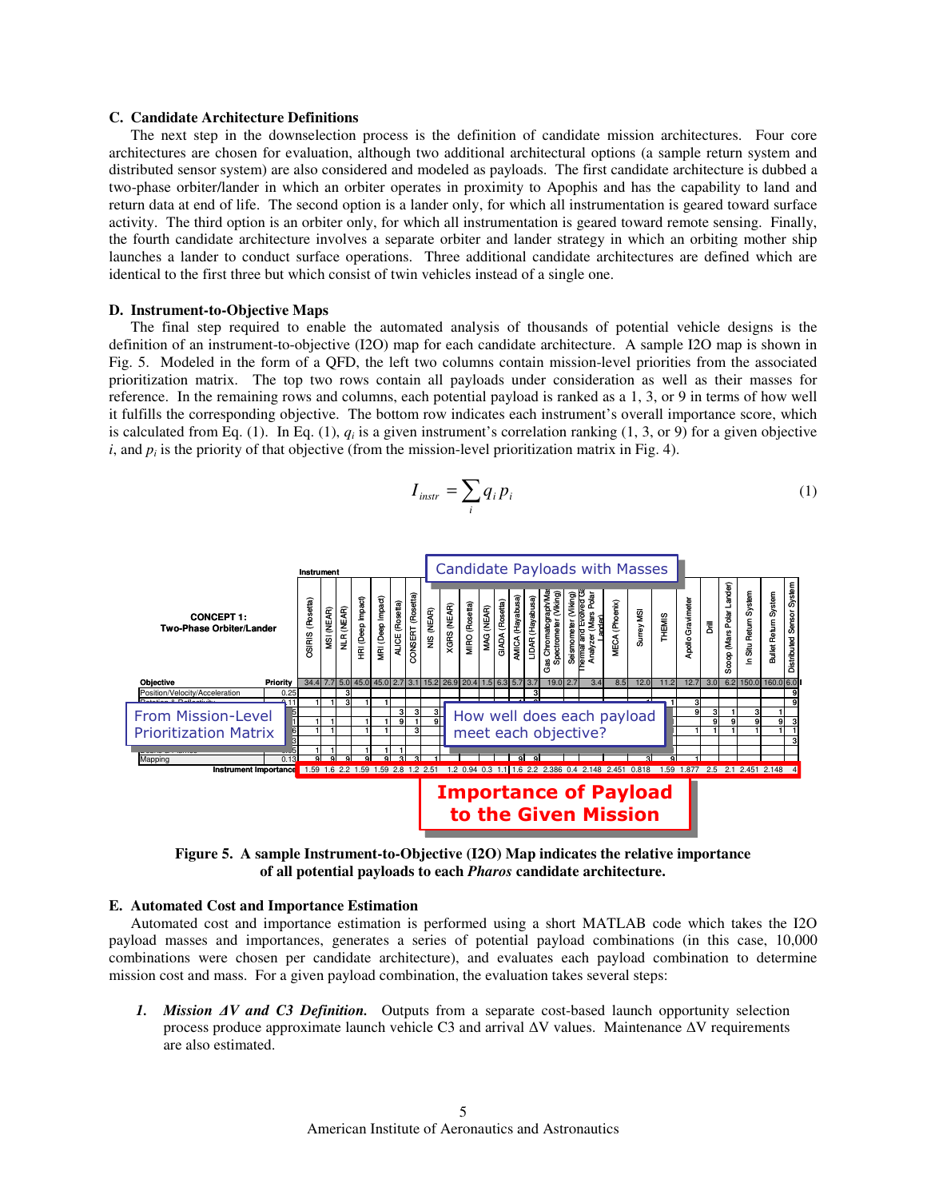### C. Candidate Architecture Definitions

The next step in the downselection process is the definition of candidate mission architectures. Four core architectures are chosen for evaluation, although two additional architectural options (a sample return system and distributed sensor system) are also considered and modeled as payloads. The first candidate architecture is dubbed a two-phase orbiter/lander in which an orbiter operates in proximity to Apophis and has the capability to land and return data at end of life. The second option is a lander only, for which all instrumentation is geared toward surface activity. The third option is an orbiter only, for which all instrumentation is geared toward remote sensing. Finally, the fourth candidate architecture involves a separate orbiter and lander strategy in which an orbiting mother ship launches a lander to conduct surface operations. Three additional candidate architectures are defined which are identical to the first three but which consist of twin vehicles instead of a single one.

### D. Instrument-to-Objective Maps

The final step required to enable the automated analysis of thousands of potential vehicle designs is the definition of an instrument-to-objective (I2O) map for each candidate architecture. A sample I2O map is shown in Fig. 5. Modeled in the form of a QFD, the left two columns contain mission-level priorities from the associated prioritization matrix. The top two rows contain all payloads under consideration as well as their masses for reference. In the remaining rows and columns, each potential payload is ranked as a 1, 3, or 9 in terms of how well it fulfills the corresponding objective. The bottom row indicates each instrument's overall importance score, which is calculated from Eq. (1). In Eq. (1), $q_i$ is a given instrument's correlation ranking (1, 3, or 9) for a given objective $i$, and $p_i$ is the priority of that objective (from the mission-level prioritization matrix in Fig. 4).

$$I_{instr} = \sum_i q_i p_i \tag{1}$$

**Figure 5. A sample Instrument-to-Objective (I2O) Map indicates the relative importance of all potential payloads to each *Pharos* candidate architecture.**

### E. Automated Cost and Importance Estimation

Automated cost and importance estimation is performed using a short MATLAB code which takes the I2O payload masses and importances, generates a series of potential payload combinations (in this case, 10,000 combinations were chosen per candidate architecture), and evaluates each payload combination to determine mission cost and mass. For a given payload combination, the evaluation takes several steps:

1. ***Mission ΔV and C3 Definition.*** Outputs from a separate cost-based launch opportunity selection process produce approximate launch vehicle C3 and arrival ΔV values. Maintenance ΔV requirements are also estimated.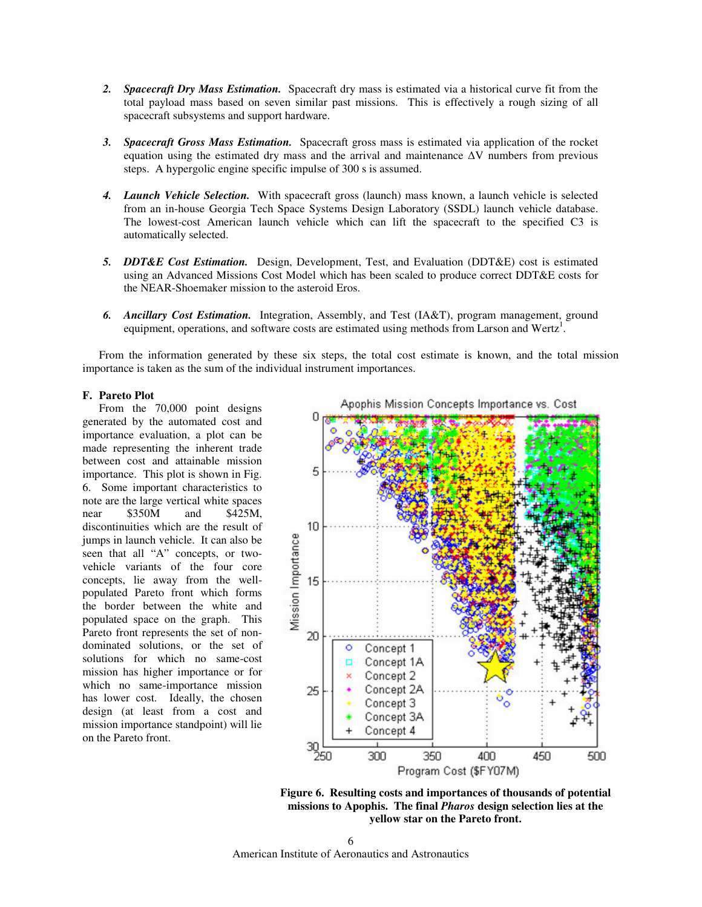2. ***Spacecraft Dry Mass Estimation.*** Spacecraft dry mass is estimated via a historical curve fit from the total payload mass based on seven similar past missions. This is effectively a rough sizing of all spacecraft subsystems and support hardware.

3. ***Spacecraft Gross Mass Estimation.*** Spacecraft gross mass is estimated via application of the rocket equation using the estimated dry mass and the arrival and maintenance $\Delta V$ numbers from previous steps. A hypergolic engine specific impulse of 300 s is assumed.

4. ***Launch Vehicle Selection.*** With spacecraft gross (launch) mass known, a launch vehicle is selected from an in-house Georgia Tech Space Systems Design Laboratory (SSDL) launch vehicle database. The lowest-cost American launch vehicle which can lift the spacecraft to the specified C3 is automatically selected.

5. ***DDT&E Cost Estimation.*** Design, Development, Test, and Evaluation (DDT&E) cost is estimated using an Advanced Missions Cost Model which has been scaled to produce correct DDT&E costs for the NEAR-Shoemaker mission to the asteroid Eros.

6. ***Ancillary Cost Estimation.*** Integration, Assembly, and Test (IA&T), program management, ground equipment, operations, and software costs are estimated using methods from Larson and Wertz[1].

From the information generated by these six steps, the total cost estimate is known, and the total mission importance is taken as the sum of the individual instrument importances.

### F. Pareto Plot

From the 70,000 point designs generated by the automated cost and importance evaluation, a plot can be made representing the inherent trade between cost and attainable mission importance. This plot is shown in Fig. 6. Some important characteristics to note are the large vertical white spaces near $350M and $425M, discontinuities which are the result of jumps in launch vehicle. It can also be seen that all "A" concepts, or two-vehicle variants of the four core concepts, lie away from the well-populated Pareto front which forms the border between the white and populated space on the graph. This Pareto front represents the set of non-dominated solutions, or the set of solutions for which no same-cost mission has higher importance or for which no same-importance mission has lower cost. Ideally, the chosen design (at least from a cost and mission importance standpoint) will lie on the Pareto front.

**Figure 6. Resulting costs and importances of thousands of potential missions to Apophis. The final *Pharos* design selection lies at the yellow star on the Pareto front.**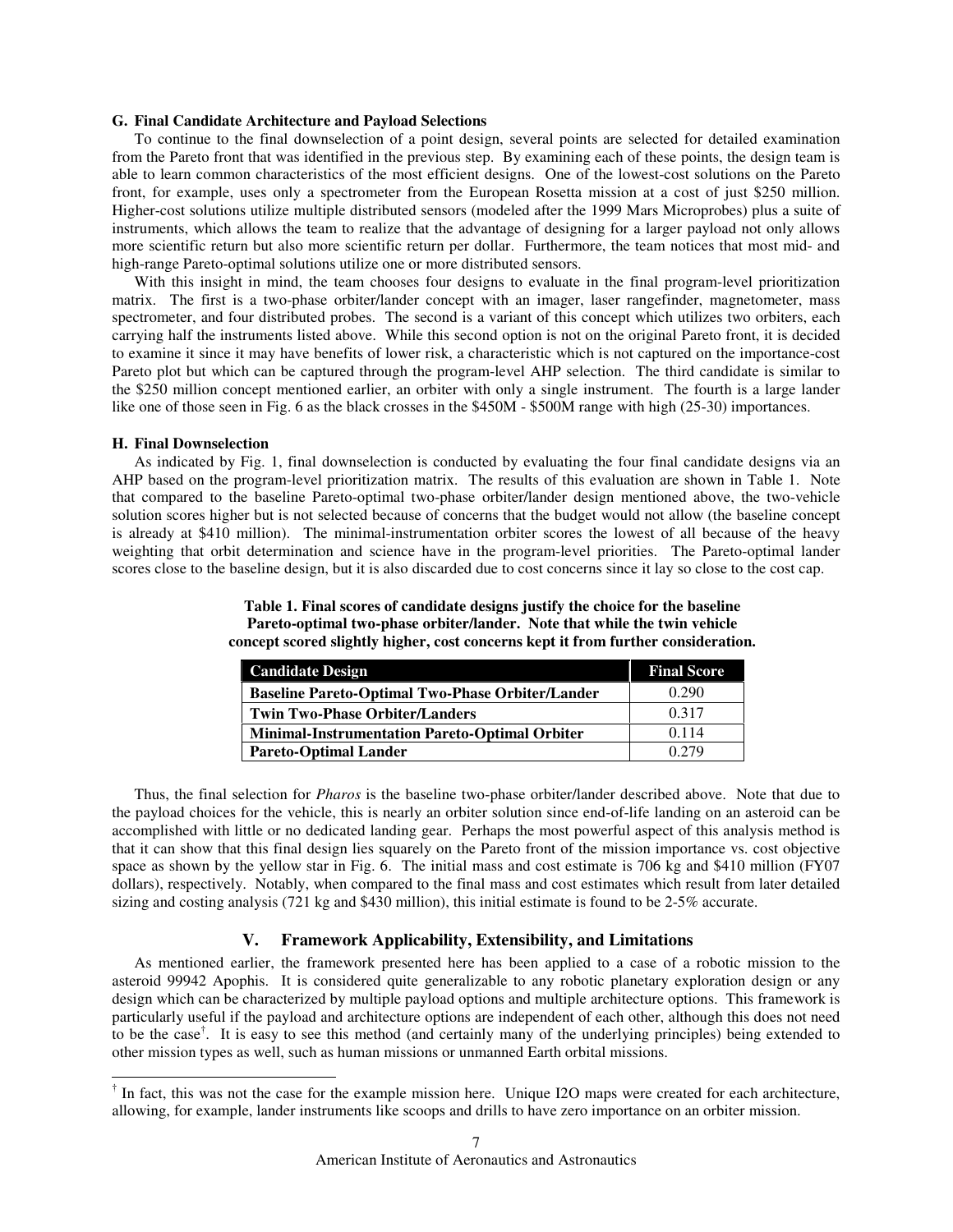### G. Final Candidate Architecture and Payload Selections

To continue to the final downselection of a point design, several points are selected for detailed examination from the Pareto front that was identified in the previous step. By examining each of these points, the design team is able to learn common characteristics of the most efficient designs. One of the lowest-cost solutions on the Pareto front, for example, uses only a spectrometer from the European Rosetta mission at a cost of just $250 million. Higher-cost solutions utilize multiple distributed sensors (modeled after the 1999 Mars Microprobes) plus a suite of instruments, which allows the team to realize that the advantage of designing for a larger payload not only allows more scientific return but also more scientific return per dollar. Furthermore, the team notices that most mid- and high-range Pareto-optimal solutions utilize one or more distributed sensors.

With this insight in mind, the team chooses four designs to evaluate in the final program-level prioritization matrix. The first is a two-phase orbiter/lander concept with an imager, laser rangefinder, magnetometer, mass spectrometer, and four distributed probes. The second is a variant of this concept which utilizes two orbiters, each carrying half the instruments listed above. While this second option is not on the original Pareto front, it is decided to examine it since it may have benefits of lower risk, a characteristic which is not captured on the importance-cost Pareto plot but which can be captured through the program-level AHP selection. The third candidate is similar to the $250 million concept mentioned earlier, an orbiter with only a single instrument. The fourth is a large lander like one of those seen in Fig. 6 as the black crosses in the $450M - $500M range with high (25-30) importances.

### H. Final Downselection

As indicated by Fig. 1, final downselection is conducted by evaluating the four final candidate designs via an AHP based on the program-level prioritization matrix. The results of this evaluation are shown in Table 1. Note that compared to the baseline Pareto-optimal two-phase orbiter/lander design mentioned above, the two-vehicle solution scores higher but is not selected because of concerns that the budget would not allow (the baseline concept is already at $410 million). The minimal-instrumentation orbiter scores the lowest of all because of the heavy weighting that orbit determination and science have in the program-level priorities. The Pareto-optimal lander scores close to the baseline design, but it is also discarded due to cost concerns since it lay so close to the cost cap.

**Table 1. Final scores of candidate designs justify the choice for the baseline Pareto-optimal two-phase orbiter/lander. Note that while the twin vehicle concept scored slightly higher, cost concerns kept it from further consideration.**

| Candidate Design | Final Score |
|---|---|
| **Baseline Pareto-Optimal Two-Phase Orbiter/Lander** | 0.290 |
| **Twin Two-Phase Orbiter/Landers** | 0.317 |
| **Minimal-Instrumentation Pareto-Optimal Orbiter** | 0.114 |
| **Pareto-Optimal Lander** | 0.279 |

Thus, the final selection for *Pharos* is the baseline two-phase orbiter/lander described above. Note that due to the payload choices for the vehicle, this is nearly an orbiter solution since end-of-life landing on an asteroid can be accomplished with little or no dedicated landing gear. Perhaps the most powerful aspect of this analysis method is that it can show that this final design lies squarely on the Pareto front of the mission importance vs. cost objective space as shown by the yellow star in Fig. 6. The initial mass and cost estimate is 706 kg and $410 million (FY07 dollars), respectively. Notably, when compared to the final mass and cost estimates which result from later detailed sizing and costing analysis (721 kg and $430 million), this initial estimate is found to be 2-5% accurate.

## V. Framework Applicability, Extensibility, and Limitations

As mentioned earlier, the framework presented here has been applied to a case of a robotic mission to the asteroid 99942 Apophis. It is considered quite generalizable to any robotic planetary exploration design or any design which can be characterized by multiple payload options and multiple architecture options. This framework is particularly useful if the payload and architecture options are independent of each other, although this does not need to be the case[†]. It is easy to see this method (and certainly many of the underlying principles) being extended to other mission types as well, such as human missions or unmanned Earth orbital missions.

[†] In fact, this was not the case for the example mission here. Unique I2O maps were created for each architecture, allowing, for example, lander instruments like scoops and drills to have zero importance on an orbiter mission.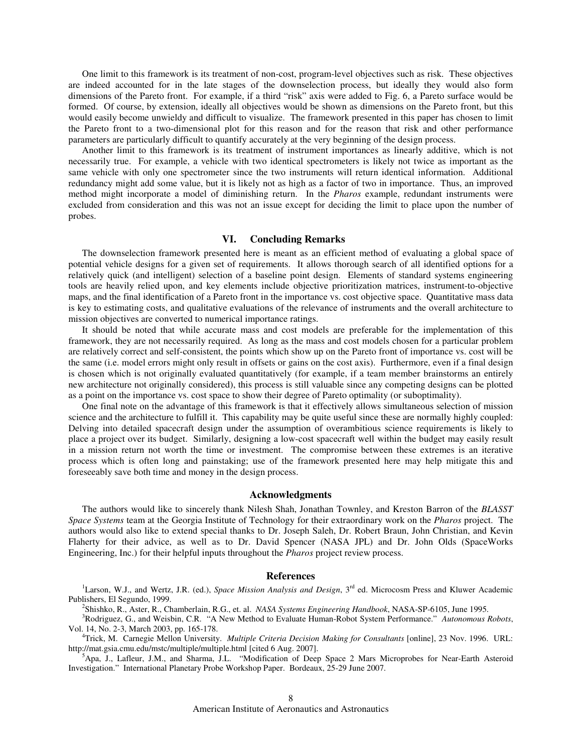One limit to this framework is its treatment of non-cost, program-level objectives such as risk. These objectives are indeed accounted for in the late stages of the downselection process, but ideally they would also form dimensions of the Pareto front. For example, if a third "risk" axis were added to Fig. 6, a Pareto surface would be formed. Of course, by extension, ideally all objectives would be shown as dimensions on the Pareto front, but this would easily become unwieldy and difficult to visualize. The framework presented in this paper has chosen to limit the Pareto front to a two-dimensional plot for this reason and for the reason that risk and other performance parameters are particularly difficult to quantify accurately at the very beginning of the design process.

Another limit to this framework is its treatment of instrument importances as linearly additive, which is not necessarily true. For example, a vehicle with two identical spectrometers is likely not twice as important as the same vehicle with only one spectrometer since the two instruments will return identical information. Additional redundancy might add some value, but it is likely not as high as a factor of two in importance. Thus, an improved method might incorporate a model of diminishing return. In the *Pharos* example, redundant instruments were excluded from consideration and this was not an issue except for deciding the limit to place upon the number of probes.

## VI. Concluding Remarks

The downselection framework presented here is meant as an efficient method of evaluating a global space of potential vehicle designs for a given set of requirements. It allows thorough search of all identified options for a relatively quick (and intelligent) selection of a baseline point design. Elements of standard systems engineering tools are heavily relied upon, and key elements include objective prioritization matrices, instrument-to-objective maps, and the final identification of a Pareto front in the importance vs. cost objective space. Quantitative mass data is key to estimating costs, and qualitative evaluations of the relevance of instruments and the overall architecture to mission objectives are converted to numerical importance ratings.

It should be noted that while accurate mass and cost models are preferable for the implementation of this framework, they are not necessarily required. As long as the mass and cost models chosen for a particular problem are relatively correct and self-consistent, the points which show up on the Pareto front of importance vs. cost will be the same (i.e. model errors might only result in offsets or gains on the cost axis). Furthermore, even if a final design is chosen which is not originally evaluated quantitatively (for example, if a team member brainstorms an entirely new architecture not originally considered), this process is still valuable since any competing designs can be plotted as a point on the importance vs. cost space to show their degree of Pareto optimality (or suboptimality).

One final note on the advantage of this framework is that it effectively allows simultaneous selection of mission science and the architecture to fulfill it. This capability may be quite useful since these are normally highly coupled: Delving into detailed spacecraft design under the assumption of overambitious science requirements is likely to place a project over its budget. Similarly, designing a low-cost spacecraft well within the budget may easily result in a mission return not worth the time or investment. The compromise between these extremes is an iterative process which is often long and painstaking; use of the framework presented here may help mitigate this and foreseeably save both time and money in the design process.

## Acknowledgments

The authors would like to sincerely thank Nilesh Shah, Jonathan Townley, and Kreston Barron of the *BLASST Space Systems* team at the Georgia Institute of Technology for their extraordinary work on the *Pharos* project. The authors would also like to extend special thanks to Dr. Joseph Saleh, Dr. Robert Braun, John Christian, and Kevin Flaherty for their advice, as well as to Dr. David Spencer (NASA JPL) and Dr. John Olds (SpaceWorks Engineering, Inc.) for their helpful inputs throughout the *Pharos* project review process.

## References

[1] Larson, W.J., and Wertz, J.R. (ed.), *Space Mission Analysis and Design*, 3rd ed. Microcosm Press and Kluwer Academic Publishers, El Segundo, 1999.

[2] Shishko, R., Aster, R., Chamberlain, R.G., et. al. *NASA Systems Engineering Handbook*, NASA-SP-6105, June 1995.

[3] Rodriguez, G., and Weisbin, C.R. "A New Method to Evaluate Human-Robot System Performance." *Autonomous Robots*, Vol. 14, No. 2-3, March 2003, pp. 165-178.

[4] Trick, M. Carnegie Mellon University. *Multiple Criteria Decision Making for Consultants* [online], 23 Nov. 1996. URL: http://mat.gsia.cmu.edu/mstc/multiple/multiple.html [cited 6 Aug. 2007].

[5] Apa, J., Lafleur, J.M., and Sharma, J.L. "Modification of Deep Space 2 Mars Microprobes for Near-Earth Asteroid Investigation." International Planetary Probe Workshop Paper. Bordeaux, 25-29 June 2007.